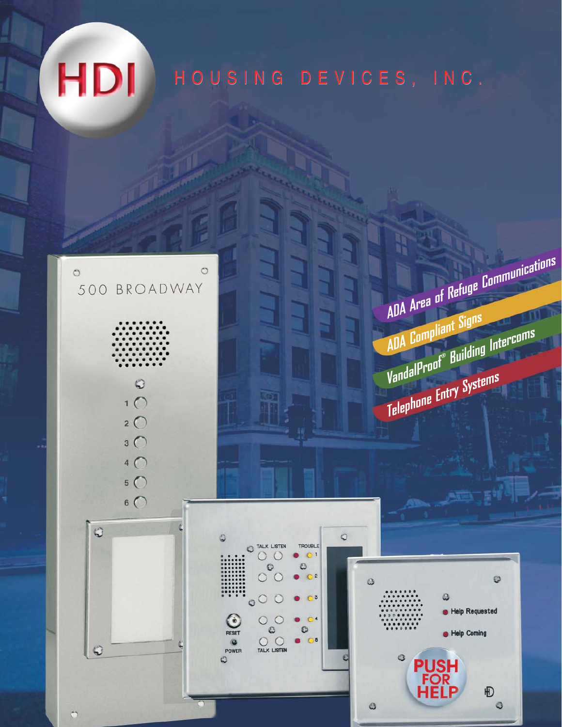# HDI HOUSING DEVICES, INC.

- ADA Area of Refuge Communications
- ADA Compliant Signs
- VandalProof® Building Intercoms
- Telephone Entry Systems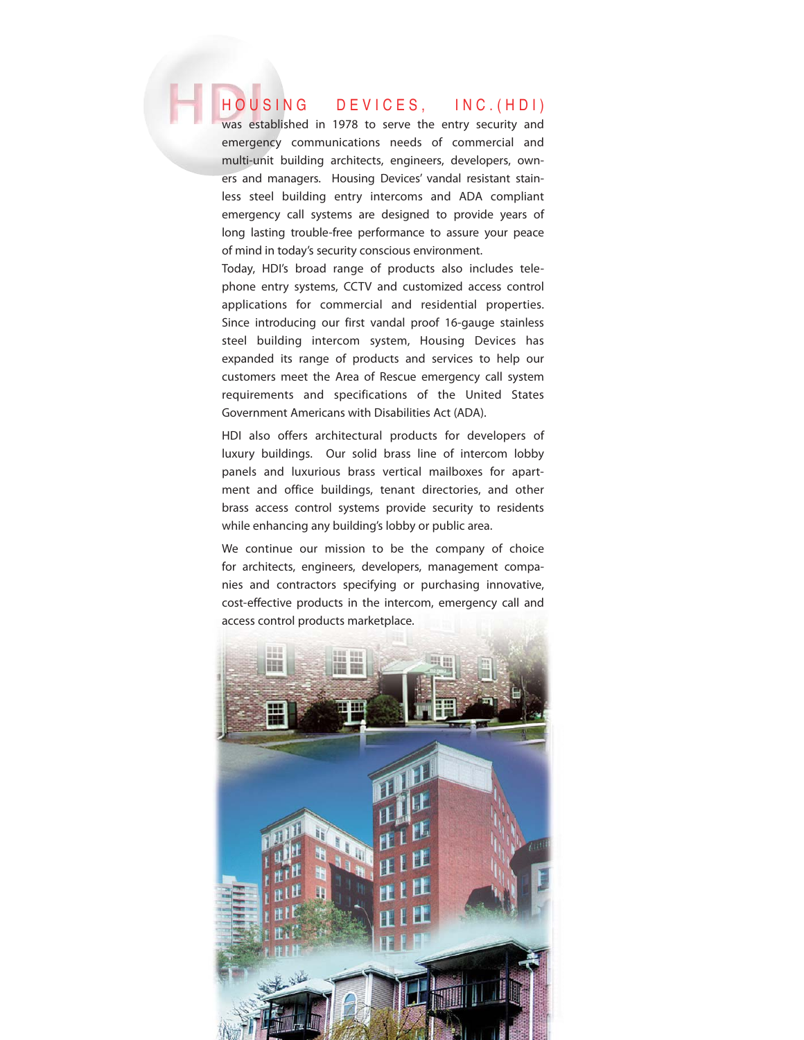**HOUSING DEVICES, INC.(HDI)** was established in 1978 to serve the entry security and emergency communications needs of commercial and multi-unit building architects, engineers, developers, owners and managers. Housing Devices' vandal resistant stainless steel building entry intercoms and ADA compliant emergency call systems are designed to provide years of long lasting trouble-free performance to assure your peace of mind in today's security conscious environment.

Today, HDI's broad range of products also includes telephone entry systems, CCTV and customized access control applications for commercial and residential properties. Since introducing our first vandal proof 16-gauge stainless steel building intercom system, Housing Devices has expanded its range of products and services to help our customers meet the Area of Rescue emergency call system requirements and specifications of the United States Government Americans with Disabilities Act (ADA).

HDI also offers architectural products for developers of luxury buildings. Our solid brass line of intercom lobby panels and luxurious brass vertical mailboxes for apartment and office buildings, tenant directories, and other brass access control systems provide security to residents while enhancing any building's lobby or public area.

We continue our mission to be the company of choice for architects, engineers, developers, management companies and contractors specifying or purchasing innovative, cost-effective products in the intercom, emergency call and access control products marketplace.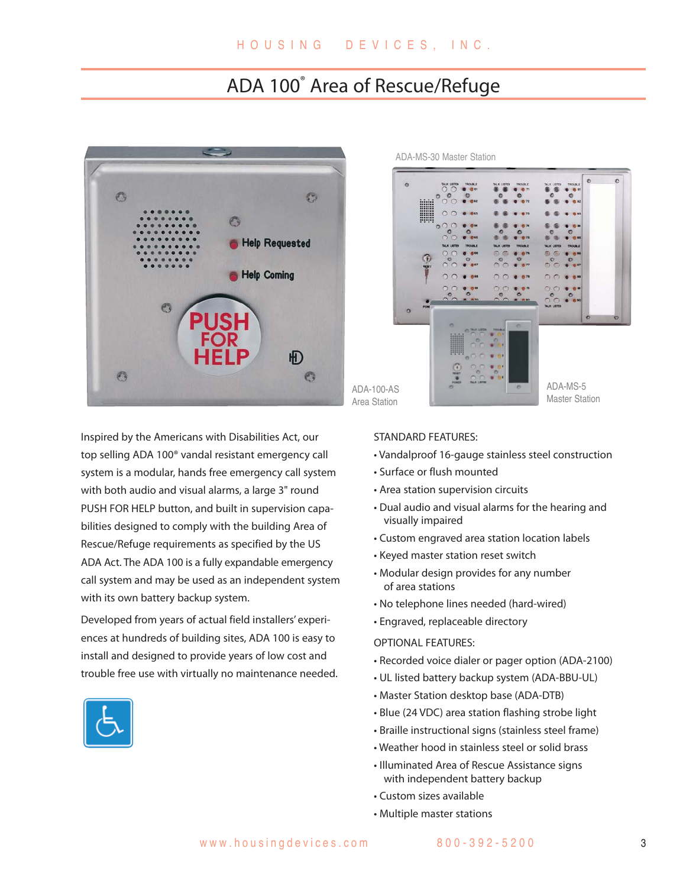# ADA 100® Area of Rescue/Refuge

ADA-MS-30 Master Station

ADA-100-AS Area Station

ADA-MS-5 Master Station

Inspired by the Americans with Disabilities Act, our top selling ADA 100® vandal resistant emergency call system is a modular, hands free emergency call system with both audio and visual alarms, a large 3" round PUSH FOR HELP button, and built in supervision capabilities designed to comply with the building Area of Rescue/Refuge requirements as specified by the US ADA Act. The ADA 100 is a fully expandable emergency call system and may be used as an independent system with its own battery backup system.

Developed from years of actual field installers' experiences at hundreds of building sites, ADA 100 is easy to install and designed to provide years of low cost and trouble free use with virtually no maintenance needed.

STANDARD FEATURES:

- Vandalproof 16-gauge stainless steel construction
- Surface or flush mounted
- Area station supervision circuits
- Dual audio and visual alarms for the hearing and visually impaired
- Custom engraved area station location labels
- Keyed master station reset switch
- Modular design provides for any number of area stations
- No telephone lines needed (hard-wired)
- Engraved, replaceable directory

OPTIONAL FEATURES:

- Recorded voice dialer or pager option (ADA-2100)
- UL listed battery backup system (ADA-BBU-UL)
- Master Station desktop base (ADA-DTB)
- Blue (24 VDC) area station flashing strobe light
- Braille instructional signs (stainless steel frame)
- Weather hood in stainless steel or solid brass
- Illuminated Area of Rescue Assistance signs with independent battery backup
- Custom sizes available
- Multiple master stations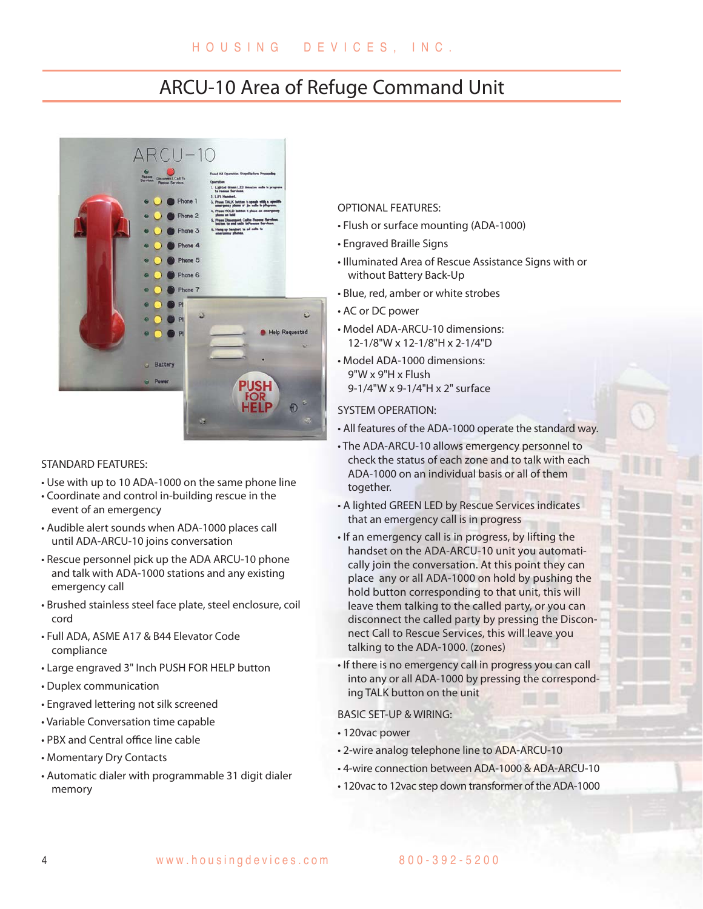# ARCU-10 Area of Refuge Command Unit

STANDARD FEATURES:

- Use with up to 10 ADA-1000 on the same phone line
- Coordinate and control in-building rescue in the event of an emergency
- Audible alert sounds when ADA-1000 places call until ADA-ARCU-10 joins conversation
- Rescue personnel pick up the ADA ARCU-10 phone and talk with ADA-1000 stations and any existing emergency call
- Brushed stainless steel face plate, steel enclosure, coil cord
- Full ADA, ASME A17 & B44 Elevator Code compliance
- Large engraved 3" Inch PUSH FOR HELP button
- Duplex communication
- Engraved lettering not silk screened
- Variable Conversation time capable
- PBX and Central office line cable
- Momentary Dry Contacts
- Automatic dialer with programmable 31 digit dialer memory

OPTIONAL FEATURES:

- Flush or surface mounting (ADA-1000)
- Engraved Braille Signs
- Illuminated Area of Rescue Assistance Signs with or without Battery Back-Up
- Blue, red, amber or white strobes
- AC or DC power
- Model ADA-ARCU-10 dimensions: 12-1/8"W x 12-1/8"H x 2-1/4"D
- Model ADA-1000 dimensions: 9"W x 9"H x Flush 9-1/4"W x 9-1/4"H x 2" surface

SYSTEM OPERATION:

- All features of the ADA-1000 operate the standard way.
- The ADA-ARCU-10 allows emergency personnel to check the status of each zone and to talk with each ADA-1000 on an individual basis or all of them together.
- A lighted GREEN LED by Rescue Services indicates that an emergency call is in progress
- If an emergency call is in progress, by lifting the handset on the ADA-ARCU-10 unit you automatically join the conversation. At this point they can place any or all ADA-1000 on hold by pushing the hold button corresponding to that unit, this will leave them talking to the called party, or you can disconnect the called party by pressing the Disconnect Call to Rescue Services, this will leave you talking to the ADA-1000. (zones)
- If there is no emergency call in progress you can call into any or all ADA-1000 by pressing the corresponding TALK button on the unit

BASIC SET-UP & WIRING:

- 120vac power
- 2-wire analog telephone line to ADA-ARCU-10
- 4-wire connection between ADA-1000 & ADA-ARCU-10
- 120vac to 12vac step down transformer of the ADA-1000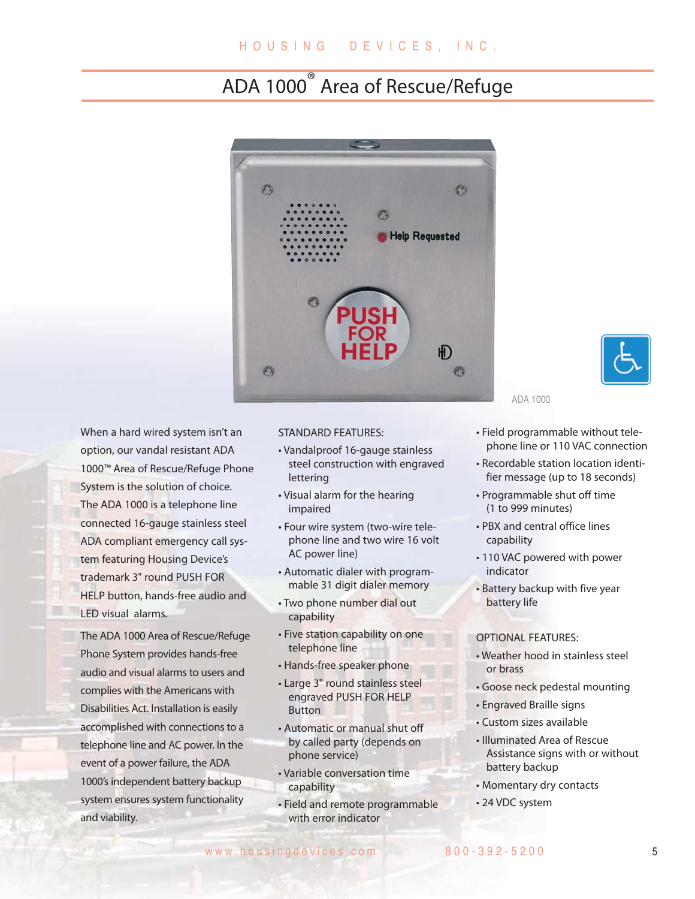# ADA 1000® Area of Rescue/Refuge

ADA 1000

When a hard wired system isn't an option, our vandal resistant ADA 1000™ Area of Rescue/Refuge Phone System is the solution of choice. The ADA 1000 is a telephone line connected 16-gauge stainless steel ADA compliant emergency call system featuring Housing Device's trademark 3" round PUSH FOR HELP button, hands-free audio and LED visual alarms.

The ADA 1000 Area of Rescue/Refuge Phone System provides hands-free audio and visual alarms to users and complies with the Americans with Disabilities Act. Installation is easily accomplished with connections to a telephone line and AC power. In the event of a power failure, the ADA 1000's independent battery backup system ensures system functionality and viability.

STANDARD FEATURES:

- Vandalproof 16-gauge stainless steel construction with engraved lettering
- Visual alarm for the hearing impaired
- Four wire system (two-wire telephone line and two wire 16 volt AC power line)
- Automatic dialer with programmable 31 digit dialer memory
- Two phone number dial out capability
- Five station capability on one telephone line
- Hands-free speaker phone
- Large 3" round stainless steel engraved PUSH FOR HELP Button
- Automatic or manual shut off by called party (depends on phone service)
- Variable conversation time capability
- Field and remote programmable with error indicator
- Field programmable without telephone line or 110 VAC connection
- Recordable station location identifier message (up to 18 seconds)
- Programmable shut off time (1 to 999 minutes)
- PBX and central office lines capability
- 110 VAC powered with power indicator
- Battery backup with five year battery life

OPTIONAL FEATURES:

- Weather hood in stainless steel or brass
- Goose neck pedestal mounting
- Engraved Braille signs
- Custom sizes available
- Illuminated Area of Rescue Assistance signs with or without battery backup
- Momentary dry contacts
- 24 VDC system

www.housingdevices.com 800-392-5200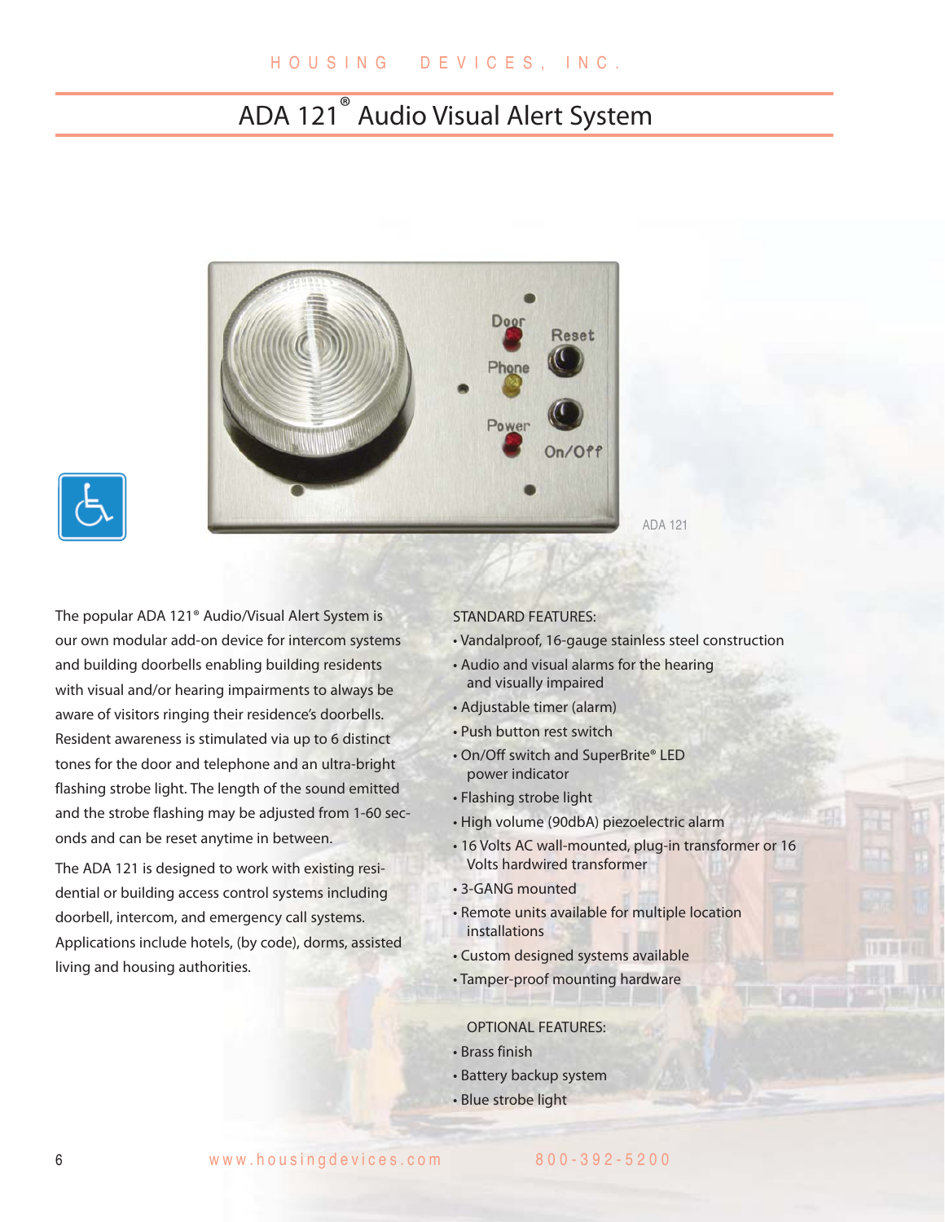# ADA 121® Audio Visual Alert System

ADA 121

The popular ADA 121® Audio/Visual Alert System is our own modular add-on device for intercom systems and building doorbells enabling building residents with visual and/or hearing impairments to always be aware of visitors ringing their residence's doorbells. Resident awareness is stimulated via up to 6 distinct tones for the door and telephone and an ultra-bright flashing strobe light. The length of the sound emitted and the strobe flashing may be adjusted from 1-60 seconds and can be reset anytime in between.

The ADA 121 is designed to work with existing residential or building access control systems including doorbell, intercom, and emergency call systems. Applications include hotels, (by code), dorms, assisted living and housing authorities.

STANDARD FEATURES:

- Vandalproof, 16-gauge stainless steel construction
- Audio and visual alarms for the hearing and visually impaired
- Adjustable timer (alarm)
- Push button rest switch
- On/Off switch and SuperBrite® LED power indicator
- Flashing strobe light
- High volume (90dbA) piezoelectric alarm
- 16 Volts AC wall-mounted, plug-in transformer or 16 Volts hardwired transformer
- 3-GANG mounted
- Remote units available for multiple location installations
- Custom designed systems available
- Tamper-proof mounting hardware

OPTIONAL FEATURES:

- Brass finish
- Battery backup system
- Blue strobe light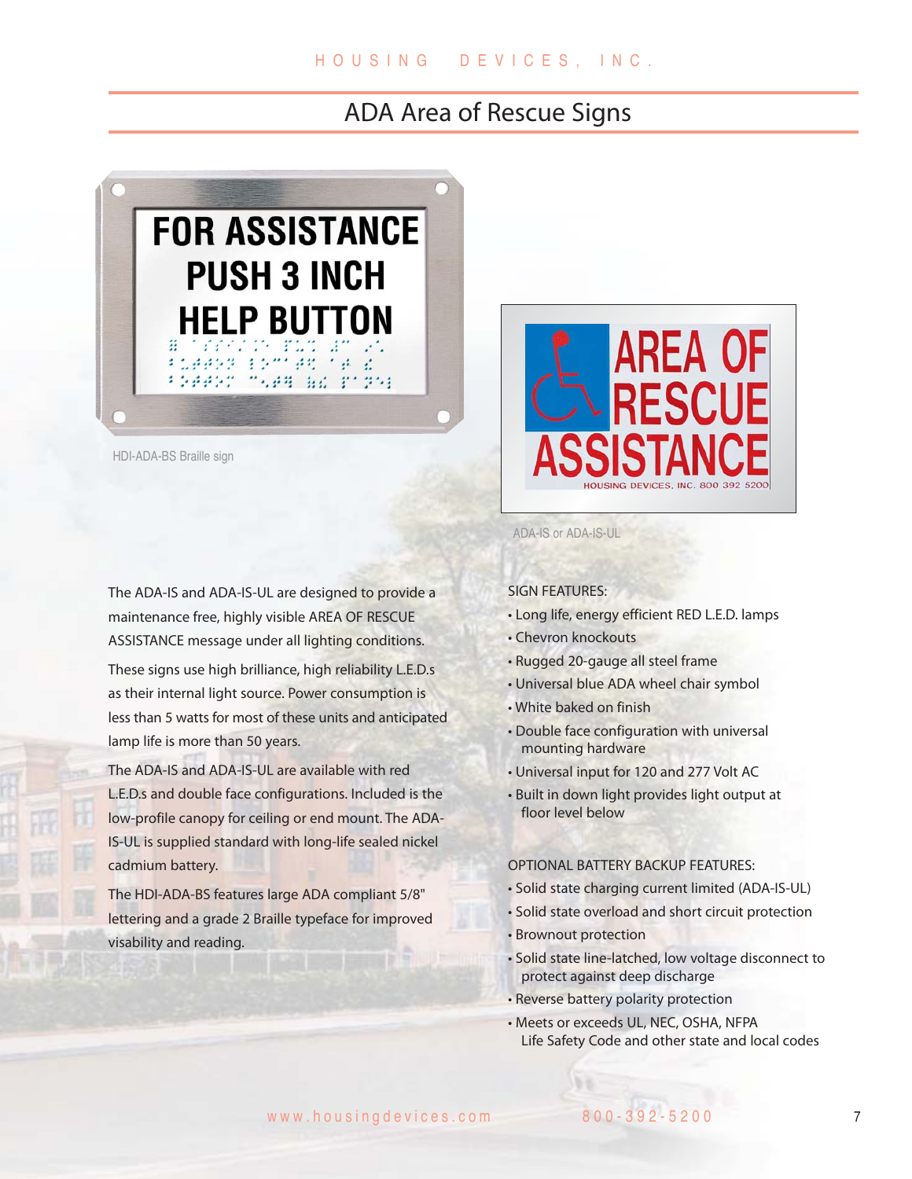# ADA Area of Rescue Signs

HDI-ADA-BS Braille sign

ADA-IS or ADA-IS-UL

The ADA-IS and ADA-IS-UL are designed to provide a maintenance free, highly visible AREA OF RESCUE ASSISTANCE message under all lighting conditions.

These signs use high brilliance, high reliability L.E.D.s as their internal light source. Power consumption is less than 5 watts for most of these units and anticipated lamp life is more than 50 years.

The ADA-IS and ADA-IS-UL are available with red L.E.D.s and double face configurations. Included is the low-profile canopy for ceiling or end mount. The ADA-IS-UL is supplied standard with long-life sealed nickel cadmium battery.

The HDI-ADA-BS features large ADA compliant 5/8" lettering and a grade 2 Braille typeface for improved visability and reading.

SIGN FEATURES:

- Long life, energy efficient RED L.E.D. lamps
- Chevron knockouts
- Rugged 20-gauge all steel frame
- Universal blue ADA wheel chair symbol
- White baked on finish
- Double face configuration with universal mounting hardware
- Universal input for 120 and 277 Volt AC
- Built in down light provides light output at floor level below

OPTIONAL BATTERY BACKUP FEATURES:

- Solid state charging current limited (ADA-IS-UL)
- Solid state overload and short circuit protection
- Brownout protection
- Solid state line-latched, low voltage disconnect to protect against deep discharge
- Reverse battery polarity protection
- Meets or exceeds UL, NEC, OSHA, NFPA Life Safety Code and other state and local codes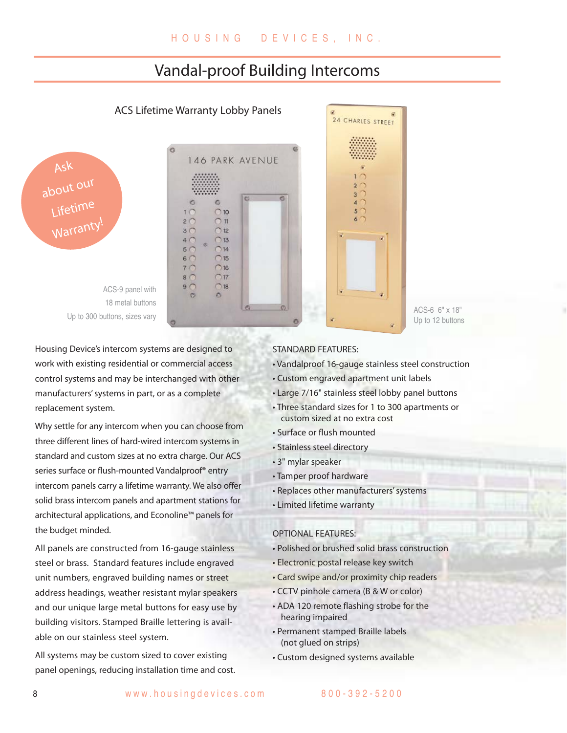# Vandal-proof Building Intercoms

## ACS Lifetime Warranty Lobby Panels

Ask about our Lifetime Warranty!

ACS-9 panel with 18 metal buttons
Up to 300 buttons, sizes vary

ACS-6 6" x 18"
Up to 12 buttons

Housing Device's intercom systems are designed to work with existing residential or commercial access control systems and may be interchanged with other manufacturers' systems in part, or as a complete replacement system.

Why settle for any intercom when you can choose from three different lines of hard-wired intercom systems in standard and custom sizes at no extra charge. Our ACS series surface or flush-mounted Vandalproof® entry intercom panels carry a lifetime warranty. We also offer solid brass intercom panels and apartment stations for architectural applications, and Econoline™ panels for the budget minded.

All panels are constructed from 16-gauge stainless steel or brass. Standard features include engraved unit numbers, engraved building names or street address headings, weather resistant mylar speakers and our unique large metal buttons for easy use by building visitors. Stamped Braille lettering is available on our stainless steel system.

All systems may be custom sized to cover existing panel openings, reducing installation time and cost.

STANDARD FEATURES:

- Vandalproof 16-gauge stainless steel construction
- Custom engraved apartment unit labels
- Large 7/16" stainless steel lobby panel buttons
- Three standard sizes for 1 to 300 apartments or custom sized at no extra cost
- Surface or flush mounted
- Stainless steel directory
- 3" mylar speaker
- Tamper proof hardware
- Replaces other manufacturers' systems
- Limited lifetime warranty

OPTIONAL FEATURES:

- Polished or brushed solid brass construction
- Electronic postal release key switch
- Card swipe and/or proximity chip readers
- CCTV pinhole camera (B & W or color)
- ADA 120 remote flashing strobe for the hearing impaired
- Permanent stamped Braille labels (not glued on strips)
- Custom designed systems available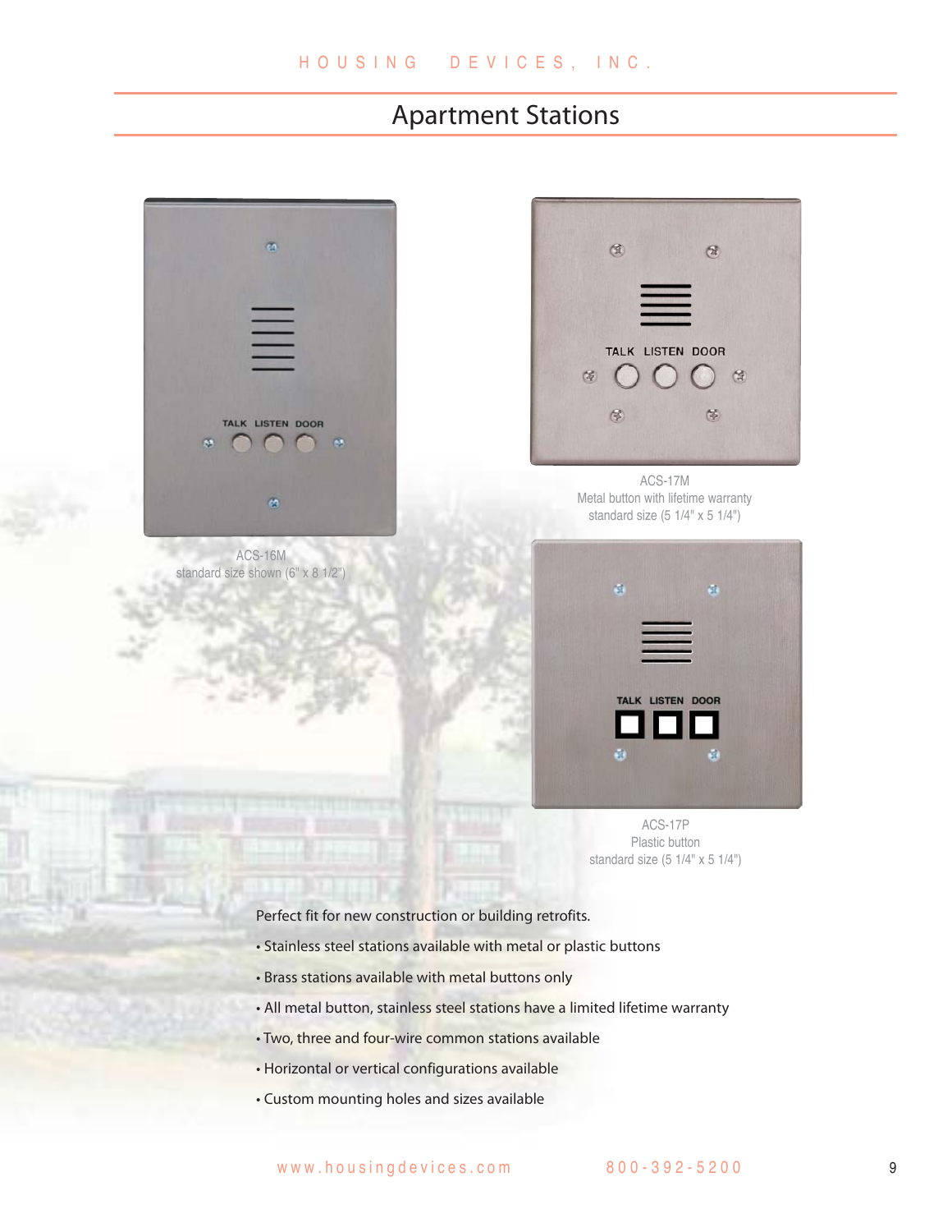# Apartment Stations

ACS-16M
standard size shown (6" x 8 1/2")

ACS-17M
Metal button with lifetime warranty
standard size (5 1/4" x 5 1/4")

ACS-17P
Plastic button
standard size (5 1/4" x 5 1/4")

Perfect fit for new construction or building retrofits.

- Stainless steel stations available with metal or plastic buttons
- Brass stations available with metal buttons only
- All metal button, stainless steel stations have a limited lifetime warranty
- Two, three and four-wire common stations available
- Horizontal or vertical configurations available
- Custom mounting holes and sizes available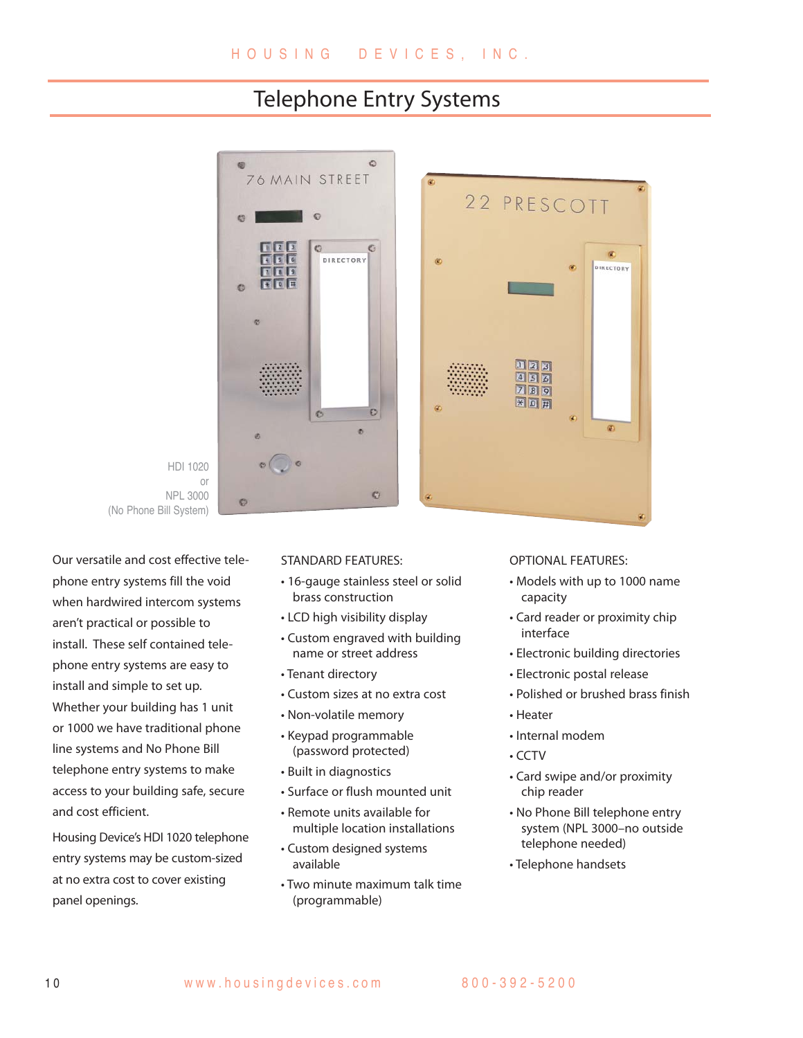# Telephone Entry Systems

HDI 1020
or
NPL 3000
(No Phone Bill System)

Our versatile and cost effective telephone entry systems fill the void when hardwired intercom systems aren't practical or possible to install. These self contained telephone entry systems are easy to install and simple to set up. Whether your building has 1 unit or 1000 we have traditional phone line systems and No Phone Bill telephone entry systems to make access to your building safe, secure and cost efficient.

Housing Device's HDI 1020 telephone entry systems may be custom-sized at no extra cost to cover existing panel openings.

STANDARD FEATURES:

- 16-gauge stainless steel or solid brass construction
- LCD high visibility display
- Custom engraved with building name or street address
- Tenant directory
- Custom sizes at no extra cost
- Non-volatile memory
- Keypad programmable (password protected)
- Built in diagnostics
- Surface or flush mounted unit
- Remote units available for multiple location installations
- Custom designed systems available
- Two minute maximum talk time (programmable)

OPTIONAL FEATURES:

- Models with up to 1000 name capacity
- Card reader or proximity chip interface
- Electronic building directories
- Electronic postal release
- Polished or brushed brass finish
- Heater
- Internal modem
- CCTV
- Card swipe and/or proximity chip reader
- No Phone Bill telephone entry system (NPL 3000–no outside telephone needed)
- Telephone handsets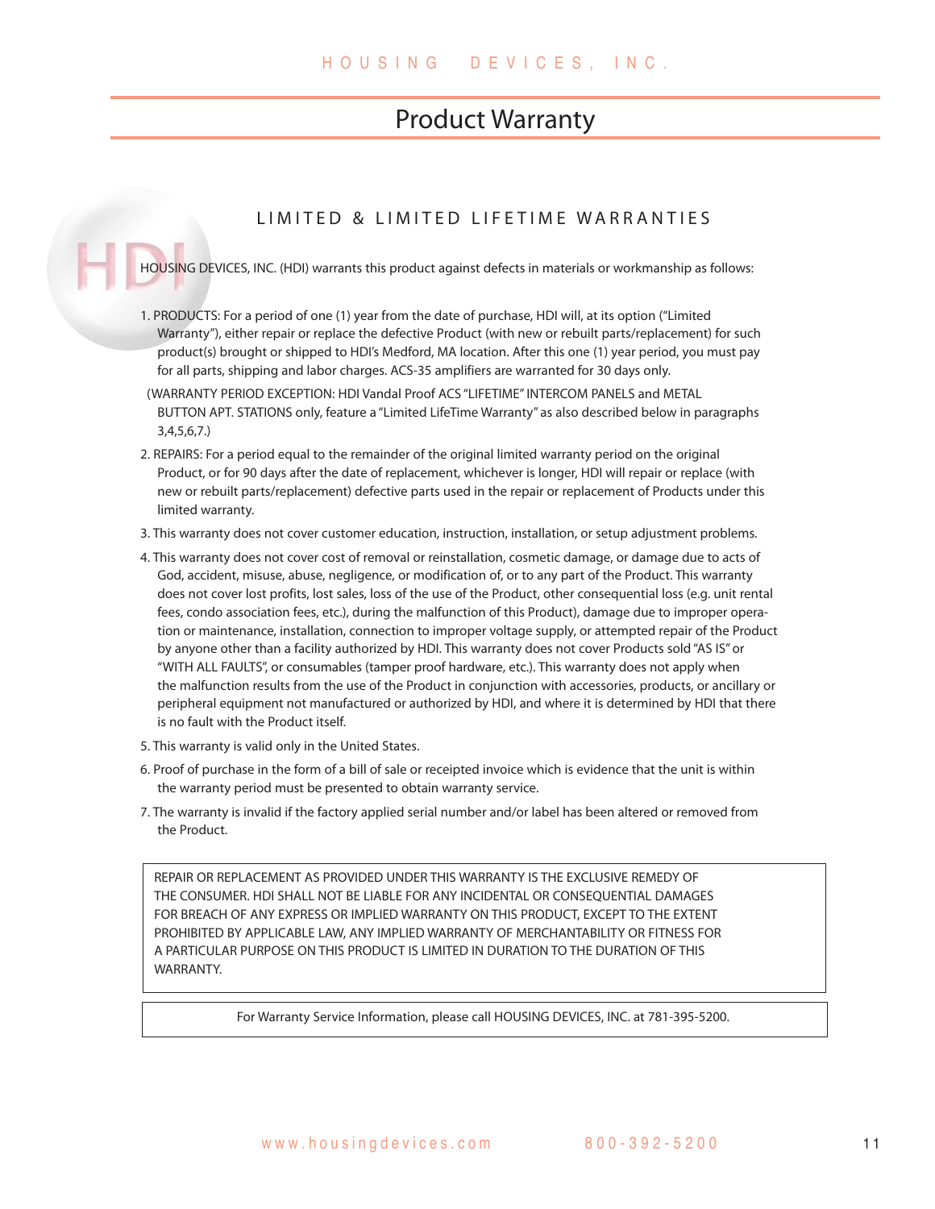# Product Warranty

## LIMITED & LIMITED LIFETIME WARRANTIES

HOUSING DEVICES, INC. (HDI) warrants this product against defects in materials or workmanship as follows:

1. PRODUCTS: For a period of one (1) year from the date of purchase, HDI will, at its option ("Limited Warranty"), either repair or replace the defective Product (with new or rebuilt parts/replacement) for such product(s) brought or shipped to HDI's Medford, MA location. After this one (1) year period, you must pay for all parts, shipping and labor charges. ACS-35 amplifiers are warranted for 30 days only.

   (WARRANTY PERIOD EXCEPTION: HDI Vandal Proof ACS "LIFETIME" INTERCOM PANELS and METAL BUTTON APT. STATIONS only, feature a "Limited LifeTime Warranty" as also described below in paragraphs 3,4,5,6,7.)

2. REPAIRS: For a period equal to the remainder of the original limited warranty period on the original Product, or for 90 days after the date of replacement, whichever is longer, HDI will repair or replace (with new or rebuilt parts/replacement) defective parts used in the repair or replacement of Products under this limited warranty.

3. This warranty does not cover customer education, instruction, installation, or setup adjustment problems.

4. This warranty does not cover cost of removal or reinstallation, cosmetic damage, or damage due to acts of God, accident, misuse, abuse, negligence, or modification of, or to any part of the Product. This warranty does not cover lost profits, lost sales, loss of the use of the Product, other consequential loss (e.g. unit rental fees, condo association fees, etc.), during the malfunction of this Product), damage due to improper operation or maintenance, installation, connection to improper voltage supply, or attempted repair of the Product by anyone other than a facility authorized by HDI. This warranty does not cover Products sold "AS IS" or "WITH ALL FAULTS", or consumables (tamper proof hardware, etc.). This warranty does not apply when the malfunction results from the use of the Product in conjunction with accessories, products, or ancillary or peripheral equipment not manufactured or authorized by HDI, and where it is determined by HDI that there is no fault with the Product itself.

5. This warranty is valid only in the United States.

6. Proof of purchase in the form of a bill of sale or receipted invoice which is evidence that the unit is within the warranty period must be presented to obtain warranty service.

7. The warranty is invalid if the factory applied serial number and/or label has been altered or removed from the Product.

REPAIR OR REPLACEMENT AS PROVIDED UNDER THIS WARRANTY IS THE EXCLUSIVE REMEDY OF THE CONSUMER. HDI SHALL NOT BE LIABLE FOR ANY INCIDENTAL OR CONSEQUENTIAL DAMAGES FOR BREACH OF ANY EXPRESS OR IMPLIED WARRANTY ON THIS PRODUCT, EXCEPT TO THE EXTENT PROHIBITED BY APPLICABLE LAW, ANY IMPLIED WARRANTY OF MERCHANTABILITY OR FITNESS FOR A PARTICULAR PURPOSE ON THIS PRODUCT IS LIMITED IN DURATION TO THE DURATION OF THIS WARRANTY.

For Warranty Service Information, please call HOUSING DEVICES, INC. at 781-395-5200.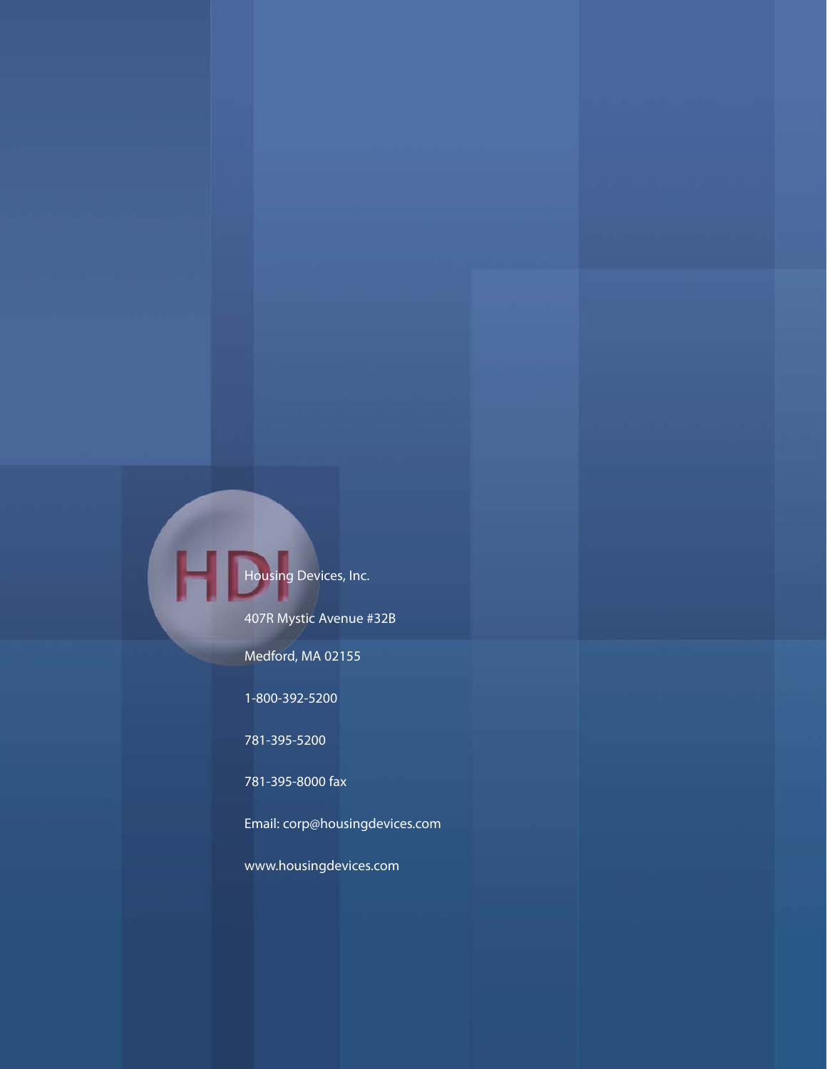HDI

Housing Devices, Inc.

407R Mystic Avenue #32B

Medford, MA 02155

1-800-392-5200

781-395-5200

781-395-8000 fax

Email: corp@housingdevices.com

www.housingdevices.com